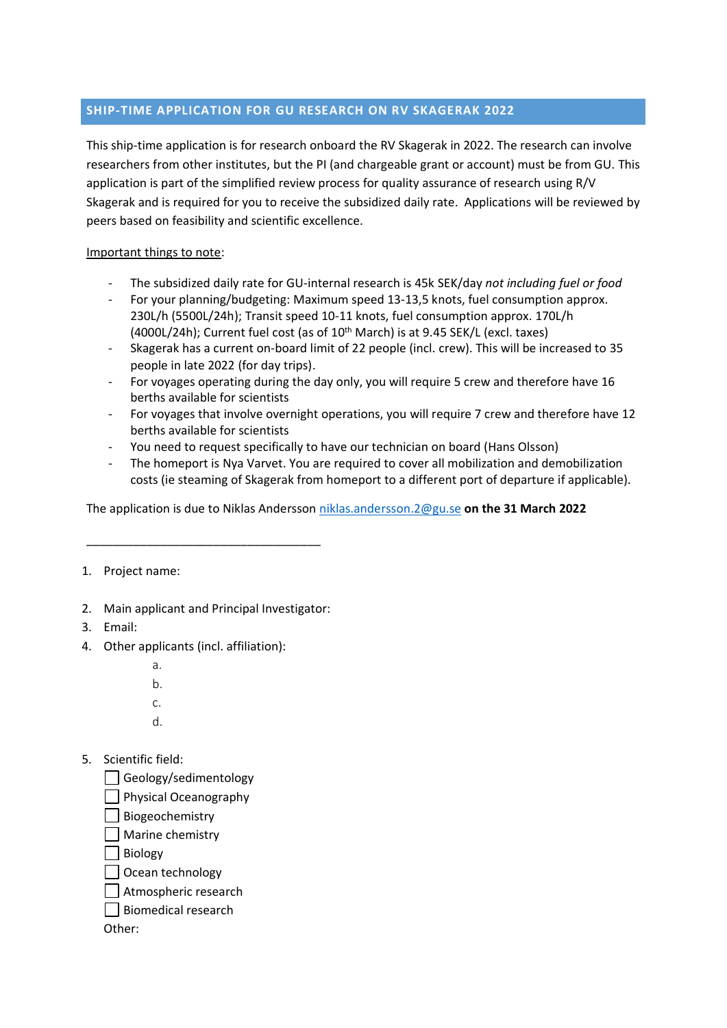## SHIP-TIME APPLICATION FOR GU RESEARCH ON RV SKAGERAK 2022

This ship-time application is for research onboard the RV Skagerak in 2022. The research can involve researchers from other institutes, but the PI (and chargeable grant or account) must be from GU. This application is part of the simplified review process for quality assurance of research using R/V Skagerak and is required for you to receive the subsidized daily rate. Applications will be reviewed by peers based on feasibility and scientific excellence.

Important things to note:

- The subsidized daily rate for GU-internal research is 45k SEK/day *not including fuel or food*
- For your planning/budgeting: Maximum speed 13-13,5 knots, fuel consumption approx. 230L/h (5500L/24h); Transit speed 10-11 knots, fuel consumption approx. 170L/h (4000L/24h); Current fuel cost (as of 10th March) is at 9.45 SEK/L (excl. taxes)
- Skagerak has a current on-board limit of 22 people (incl. crew). This will be increased to 35 people in late 2022 (for day trips).
- For voyages operating during the day only, you will require 5 crew and therefore have 16 berths available for scientists
- For voyages that involve overnight operations, you will require 7 crew and therefore have 12 berths available for scientists
- You need to request specifically to have our technician on board (Hans Olsson)
- The homeport is Nya Varvet. You are required to cover all mobilization and demobilization costs (ie steaming of Skagerak from homeport to a different port of departure if applicable).

The application is due to Niklas Andersson niklas.andersson.2@gu.se **on the 31 March 2022**

___________________________________

1. Project name:

2. Main applicant and Principal Investigator:
3. Email:
4. Other applicants (incl. affiliation):
   a.
   b.
   c.
   d.

5. Scientific field:
   - ☐ Geology/sedimentology
   - ☐ Physical Oceanography
   - ☐ Biogeochemistry
   - ☐ Marine chemistry
   - ☐ Biology
   - ☐ Ocean technology
   - ☐ Atmospheric research
   - ☐ Biomedical research

   Other: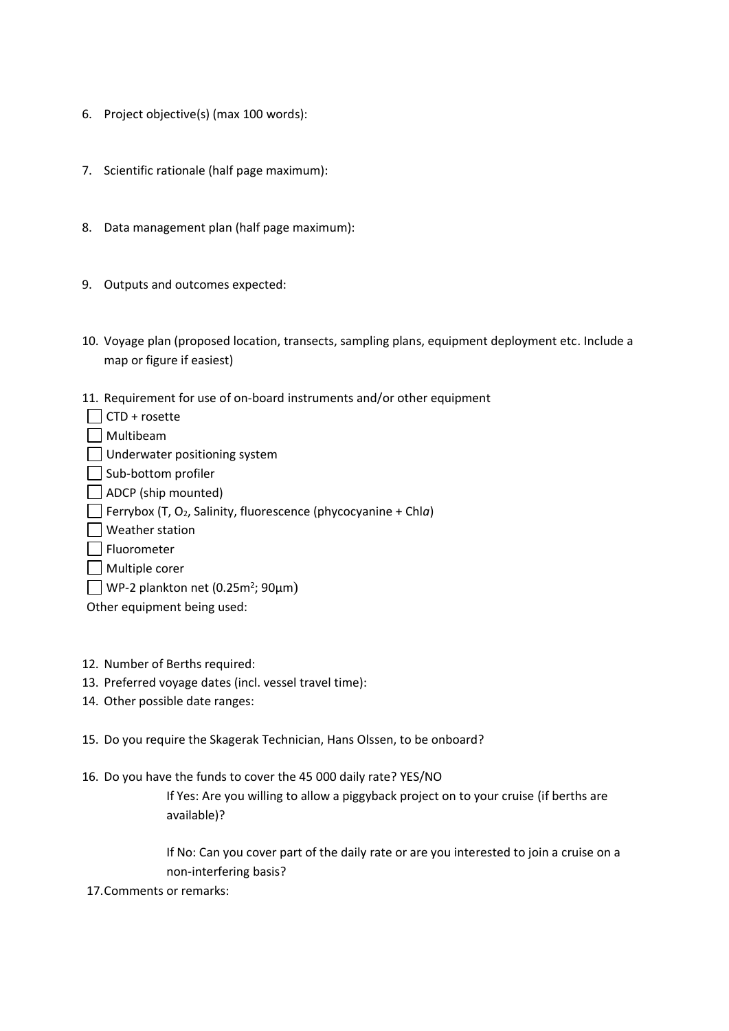6. Project objective(s) (max 100 words):

7. Scientific rationale (half page maximum):

8. Data management plan (half page maximum):

9. Outputs and outcomes expected:

10. Voyage plan (proposed location, transects, sampling plans, equipment deployment etc. Include a map or figure if easiest)

11. Requirement for use of on-board instruments and/or other equipment

- [ ] CTD + rosette
- [ ] Multibeam
- [ ] Underwater positioning system
- [ ] Sub-bottom profiler
- [ ] ADCP (ship mounted)
- [ ] Ferrybox (T, $O_2$, Salinity, fluorescence (phycocyanine + Chl*a*)
- [ ] Weather station
- [ ] Fluorometer
- [ ] Multiple corer
- [ ] WP-2 plankton net ($0.25m^2$; 90µm)

Other equipment being used:

12. Number of Berths required:
13. Preferred voyage dates (incl. vessel travel time):
14. Other possible date ranges:

15. Do you require the Skagerak Technician, Hans Olssen, to be onboard?

16. Do you have the funds to cover the 45 000 daily rate? YES/NO

    If Yes: Are you willing to allow a piggyback project on to your cruise (if berths are available)?

    If No: Can you cover part of the daily rate or are you interested to join a cruise on a non-interfering basis?

17. Comments or remarks: